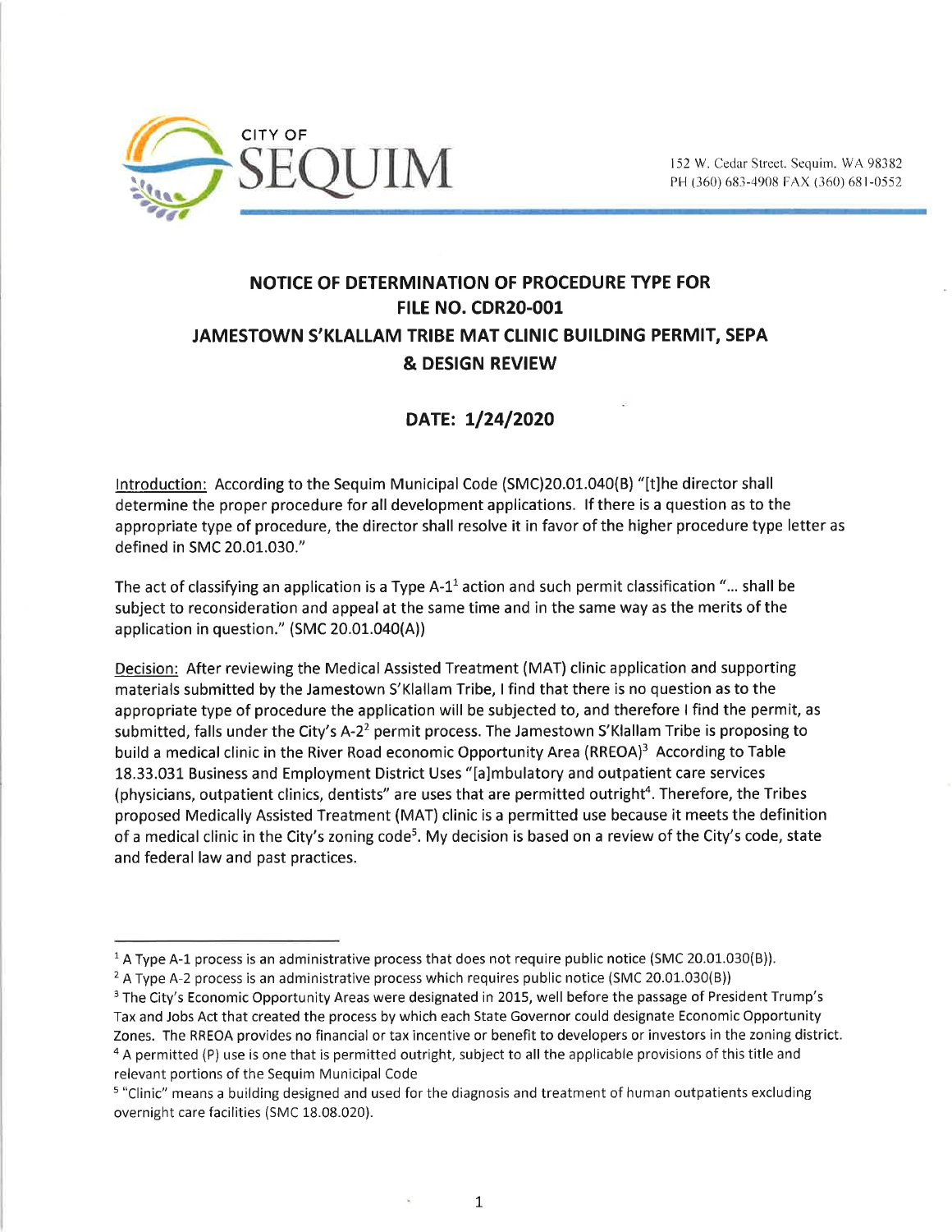CITY OF SEQUIM

152 W. Cedar Street, Sequim, WA 98382
PH (360) 683-4908 FAX (360) 681-0552

# NOTICE OF DETERMINATION OF PROCEDURE TYPE FOR FILE NO. CDR20-001 JAMESTOWN S'KLALLAM TRIBE MAT CLINIC BUILDING PERMIT, SEPA & DESIGN REVIEW

## DATE: 1/24/2020

Introduction: According to the Sequim Municipal Code (SMC)20.01.040(B) "[t]he director shall determine the proper procedure for all development applications. If there is a question as to the appropriate type of procedure, the director shall resolve it in favor of the higher procedure type letter as defined in SMC 20.01.030."

The act of classifying an application is a Type A-1[1] action and such permit classification "... shall be subject to reconsideration and appeal at the same time and in the same way as the merits of the application in question." (SMC 20.01.040(A))

Decision: After reviewing the Medical Assisted Treatment (MAT) clinic application and supporting materials submitted by the Jamestown S'Klallam Tribe, I find that there is no question as to the appropriate type of procedure the application will be subjected to, and therefore I find the permit, as submitted, falls under the City's A-2[2] permit process. The Jamestown S'Klallam Tribe is proposing to build a medical clinic in the River Road economic Opportunity Area (RREOA)[3] According to Table 18.33.031 Business and Employment District Uses "[a]mbulatory and outpatient care services (physicians, outpatient clinics, dentists" are uses that are permitted outright[4]. Therefore, the Tribes proposed Medically Assisted Treatment (MAT) clinic is a permitted use because it meets the definition of a medical clinic in the City's zoning code[5]. My decision is based on a review of the City's code, state and federal law and past practices.

---

[1] A Type A-1 process is an administrative process that does not require public notice (SMC 20.01.030(B)).

[2] A Type A-2 process is an administrative process which requires public notice (SMC 20.01.030(B))

[3] The City's Economic Opportunity Areas were designated in 2015, well before the passage of President Trump's Tax and Jobs Act that created the process by which each State Governor could designate Economic Opportunity Zones. The RREOA provides no financial or tax incentive or benefit to developers or investors in the zoning district.

[4] A permitted (P) use is one that is permitted outright, subject to all the applicable provisions of this title and relevant portions of the Sequim Municipal Code

[5] "Clinic" means a building designed and used for the diagnosis and treatment of human outpatients excluding overnight care facilities (SMC 18.08.020).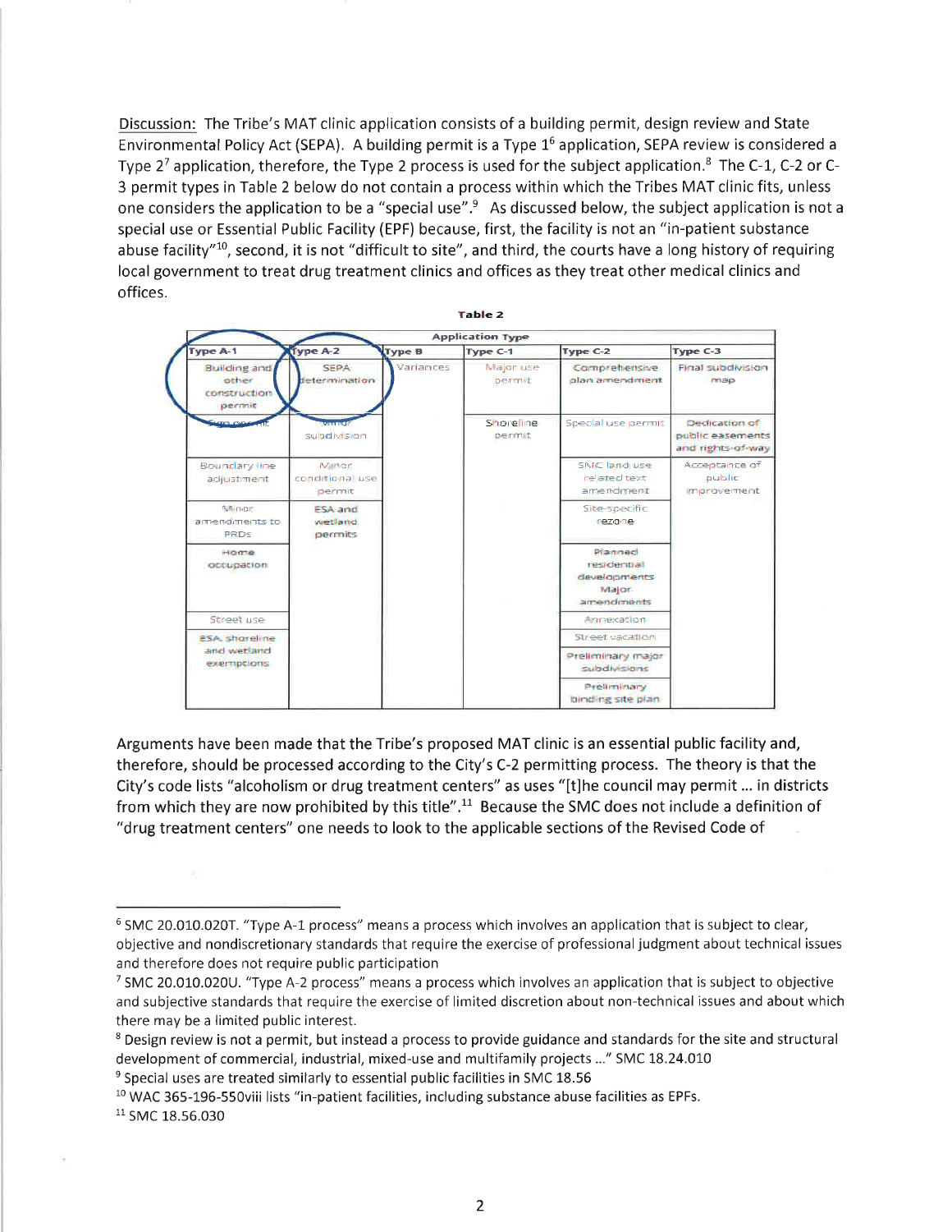Discussion: The Tribe's MAT clinic application consists of a building permit, design review and State Environmental Policy Act (SEPA). A building permit is a Type 1[6] application, SEPA review is considered a Type 2[7] application, therefore, the Type 2 process is used for the subject application.[8] The C-1, C-2 or C-3 permit types in Table 2 below do not contain a process within which the Tribes MAT clinic fits, unless one considers the application to be a "special use".[9] As discussed below, the subject application is not a special use or Essential Public Facility (EPF) because, first, the facility is not an "in-patient substance abuse facility"[10], second, it is not "difficult to site", and third, the courts have a long history of requiring local government to treat drug treatment clinics and offices as they treat other medical clinics and offices.

**Table 2**

| Application Type | | | | | |
|---|---|---|---|---|---|
| Type A-1 | Type A-2 | Type B | Type C-1 | Type C-2 | Type C-3 |
| Building and other construction permit | SEPA determination | Variances | Major use permit | Comprehensive plan amendment | Final subdivision map |
| Sign permit | Minor subdivision | | Shoreline permit | Special use permit | Dedication of public easements and rights-of-way |
| Boundary line adjustment | Minor conditional use permit | | | SMC land use related text amendment | Acceptance of public improvement |
| Minor amendments to PRDs | ESA and wetland permits | | | Site-specific rezone | |
| Home occupation | | | | Planned residential developments Major amendments | |
| Street use | | | | Annexation | |
| ESA, shoreline and wetland exemptions | | | | Street vacation | |
| | | | | Preliminary major subdivisions | |
| | | | | Preliminary binding site plan | |

Arguments have been made that the Tribe's proposed MAT clinic is an essential public facility and, therefore, should be processed according to the City's C-2 permitting process. The theory is that the City's code lists "alcoholism or drug treatment centers" as uses "[t]he council may permit … in districts from which they are now prohibited by this title".[11] Because the SMC does not include a definition of "drug treatment centers" one needs to look to the applicable sections of the Revised Code of

---

[6] SMC 20.010.020T. "Type A-1 process" means a process which involves an application that is subject to clear, objective and nondiscretionary standards that require the exercise of professional judgment about technical issues and therefore does not require public participation

[7] SMC 20.010.020U. "Type A-2 process" means a process which involves an application that is subject to objective and subjective standards that require the exercise of limited discretion about non-technical issues and about which there may be a limited public interest.

[8] Design review is not a permit, but instead a process to provide guidance and standards for the site and structural development of commercial, industrial, mixed-use and multifamily projects …" SMC 18.24.010

[9] Special uses are treated similarly to essential public facilities in SMC 18.56

[10] WAC 365-196-550viii lists "in-patient facilities, including substance abuse facilities as EPFs.

[11] SMC 18.56.030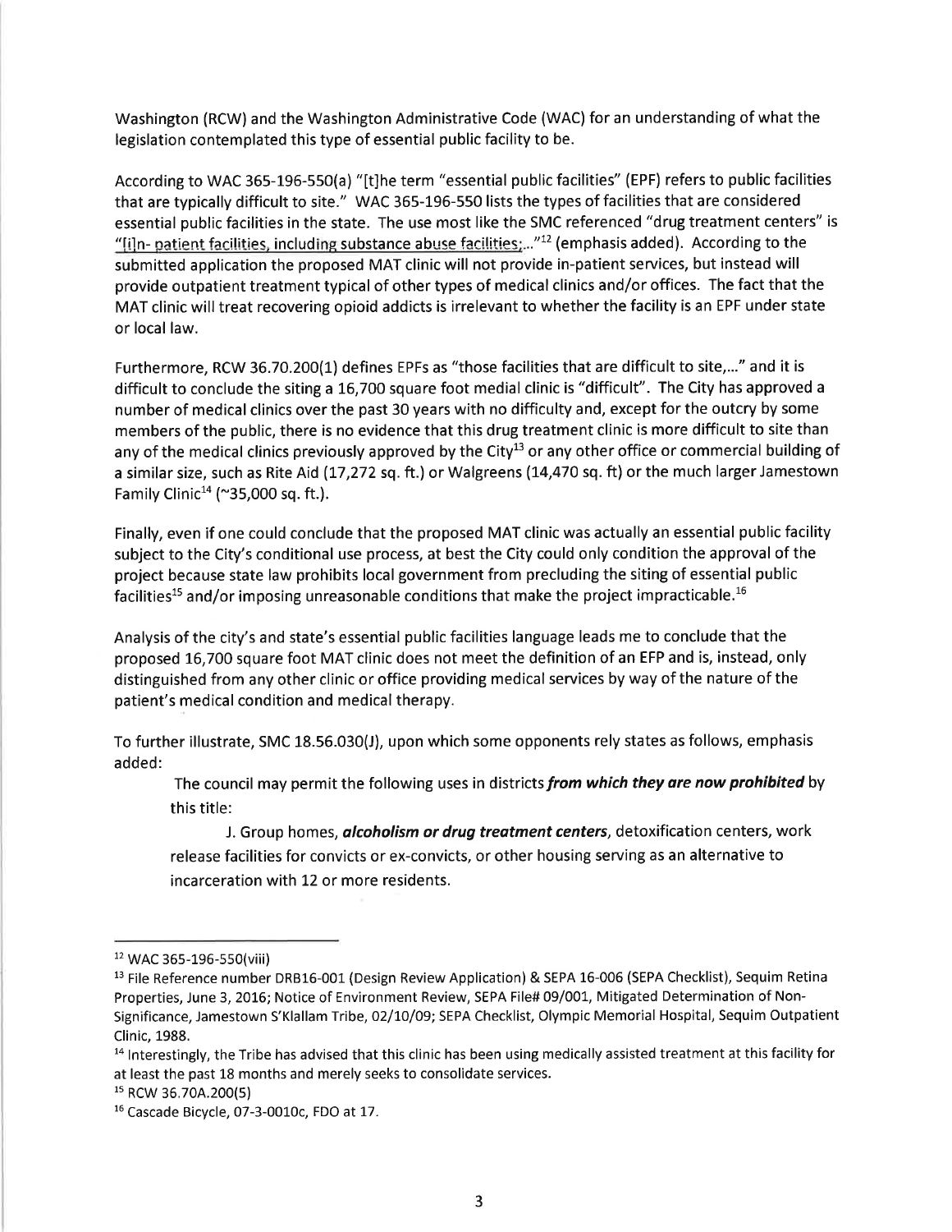Washington (RCW) and the Washington Administrative Code (WAC) for an understanding of what the legislation contemplated this type of essential public facility to be.

According to WAC 365-196-550(a) "[t]he term "essential public facilities" (EPF) refers to public facilities that are typically difficult to site." WAC 365-196-550 lists the types of facilities that are considered essential public facilities in the state. The use most like the SMC referenced "drug treatment centers" is "[i]n- patient facilities, including substance abuse facilities;..."[12] (emphasis added). According to the submitted application the proposed MAT clinic will not provide in-patient services, but instead will provide outpatient treatment typical of other types of medical clinics and/or offices. The fact that the MAT clinic will treat recovering opioid addicts is irrelevant to whether the facility is an EPF under state or local law.

Furthermore, RCW 36.70.200(1) defines EPFs as "those facilities that are difficult to site,..." and it is difficult to conclude the siting a 16,700 square foot medial clinic is "difficult". The City has approved a number of medical clinics over the past 30 years with no difficulty and, except for the outcry by some members of the public, there is no evidence that this drug treatment clinic is more difficult to site than any of the medical clinics previously approved by the City[13] or any other office or commercial building of a similar size, such as Rite Aid (17,272 sq. ft.) or Walgreens (14,470 sq. ft) or the much larger Jamestown Family Clinic[14] (~35,000 sq. ft.).

Finally, even if one could conclude that the proposed MAT clinic was actually an essential public facility subject to the City's conditional use process, at best the City could only condition the approval of the project because state law prohibits local government from precluding the siting of essential public facilities[15] and/or imposing unreasonable conditions that make the project impracticable.[16]

Analysis of the city's and state's essential public facilities language leads me to conclude that the proposed 16,700 square foot MAT clinic does not meet the definition of an EFP and is, instead, only distinguished from any other clinic or office providing medical services by way of the nature of the patient's medical condition and medical therapy.

To further illustrate, SMC 18.56.030(J), upon which some opponents rely states as follows, emphasis added:

> The council may permit the following uses in districts ***from which they are now prohibited*** by this title:
>
> J. Group homes, ***alcoholism or drug treatment centers***, detoxification centers, work release facilities for convicts or ex-convicts, or other housing serving as an alternative to incarceration with 12 or more residents.

---

[12] WAC 365-196-550(viii)

[13] File Reference number DRB16-001 (Design Review Application) & SEPA 16-006 (SEPA Checklist), Sequim Retina Properties, June 3, 2016; Notice of Environment Review, SEPA File# 09/001, Mitigated Determination of Non-Significance, Jamestown S'Klallam Tribe, 02/10/09; SEPA Checklist, Olympic Memorial Hospital, Sequim Outpatient Clinic, 1988.

[14] Interestingly, the Tribe has advised that this clinic has been using medically assisted treatment at this facility for at least the past 18 months and merely seeks to consolidate services.

[15] RCW 36.70A.200(5)

[16] Cascade Bicycle, 07-3-0010c, FDO at 17.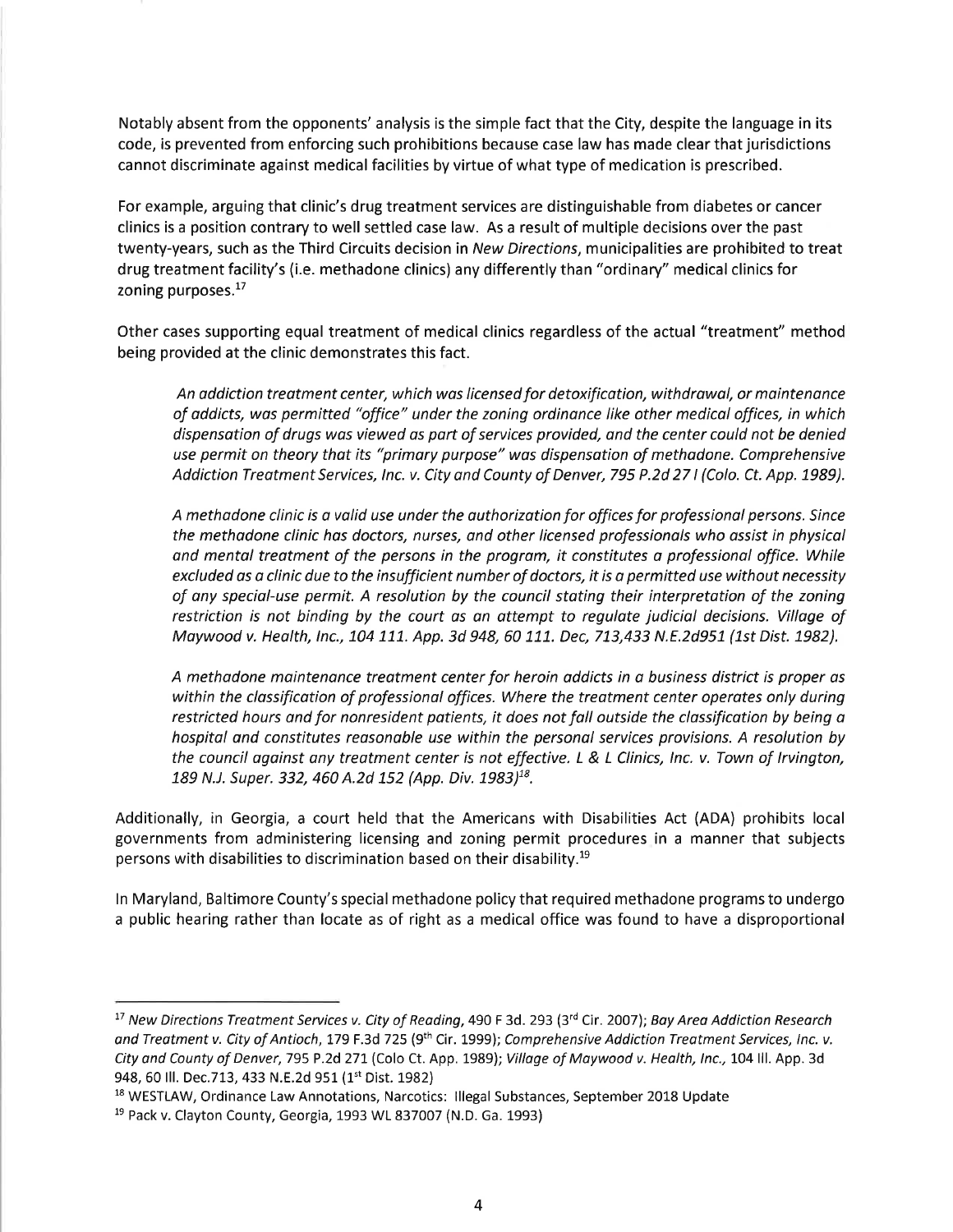Notably absent from the opponents' analysis is the simple fact that the City, despite the language in its code, is prevented from enforcing such prohibitions because case law has made clear that jurisdictions cannot discriminate against medical facilities by virtue of what type of medication is prescribed.

For example, arguing that clinic's drug treatment services are distinguishable from diabetes or cancer clinics is a position contrary to well settled case law. As a result of multiple decisions over the past twenty-years, such as the Third Circuits decision in *New Directions*, municipalities are prohibited to treat drug treatment facility's (i.e. methadone clinics) any differently than "ordinary" medical clinics for zoning purposes.[17]

Other cases supporting equal treatment of medical clinics regardless of the actual "treatment" method being provided at the clinic demonstrates this fact.

> *An addiction treatment center, which was licensed for detoxification, withdrawal, or maintenance of addicts, was permitted "office" under the zoning ordinance like other medical offices, in which dispensation of drugs was viewed as part of services provided, and the center could not be denied use permit on theory that its "primary purpose" was dispensation of methadone. Comprehensive Addiction Treatment Services, Inc. v. City and County of Denver, 795 P.2d 27 I (Colo. Ct. App. 1989).*
>
> *A methadone clinic is a valid use under the authorization for offices for professional persons. Since the methadone clinic has doctors, nurses, and other licensed professionals who assist in physical and mental treatment of the persons in the program, it constitutes a professional office. While excluded as a clinic due to the insufficient number of doctors, it is a permitted use without necessity of any special-use permit. A resolution by the council stating their interpretation of the zoning restriction is not binding by the court as an attempt to regulate judicial decisions. Village of Maywood v. Health, Inc., 104 111. App. 3d 948, 60 111. Dec, 713,433 N.E.2d951 (1st Dist. 1982).*
>
> *A methadone maintenance treatment center for heroin addicts in a business district is proper as within the classification of professional offices. Where the treatment center operates only during restricted hours and for nonresident patients, it does not fall outside the classification by being a hospital and constitutes reasonable use within the personal services provisions. A resolution by the council against any treatment center is not effective. L & L Clinics, Inc. v. Town of Irvington, 189 N.J. Super. 332, 460 A.2d 152 (App. Div. 1983)*[18].

Additionally, in Georgia, a court held that the Americans with Disabilities Act (ADA) prohibits local governments from administering licensing and zoning permit procedures in a manner that subjects persons with disabilities to discrimination based on their disability.[19]

In Maryland, Baltimore County's special methadone policy that required methadone programs to undergo a public hearing rather than locate as of right as a medical office was found to have a disproportional

---

[17] *New Directions Treatment Services v. City of Reading*, 490 F 3d. 293 (3rd Cir. 2007); *Bay Area Addiction Research and Treatment v. City of Antioch*, 179 F.3d 725 (9th Cir. 1999); *Comprehensive Addiction Treatment Services, Inc. v. City and County of Denver*, 795 P.2d 271 (Colo Ct. App. 1989); *Village of Maywood v. Health, Inc.*, 104 Ill. App. 3d 948, 60 Ill. Dec.713, 433 N.E.2d 951 (1st Dist. 1982)

[18] WESTLAW, Ordinance Law Annotations, Narcotics: Illegal Substances, September 2018 Update

[19] Pack v. Clayton County, Georgia, 1993 WL 837007 (N.D. Ga. 1993)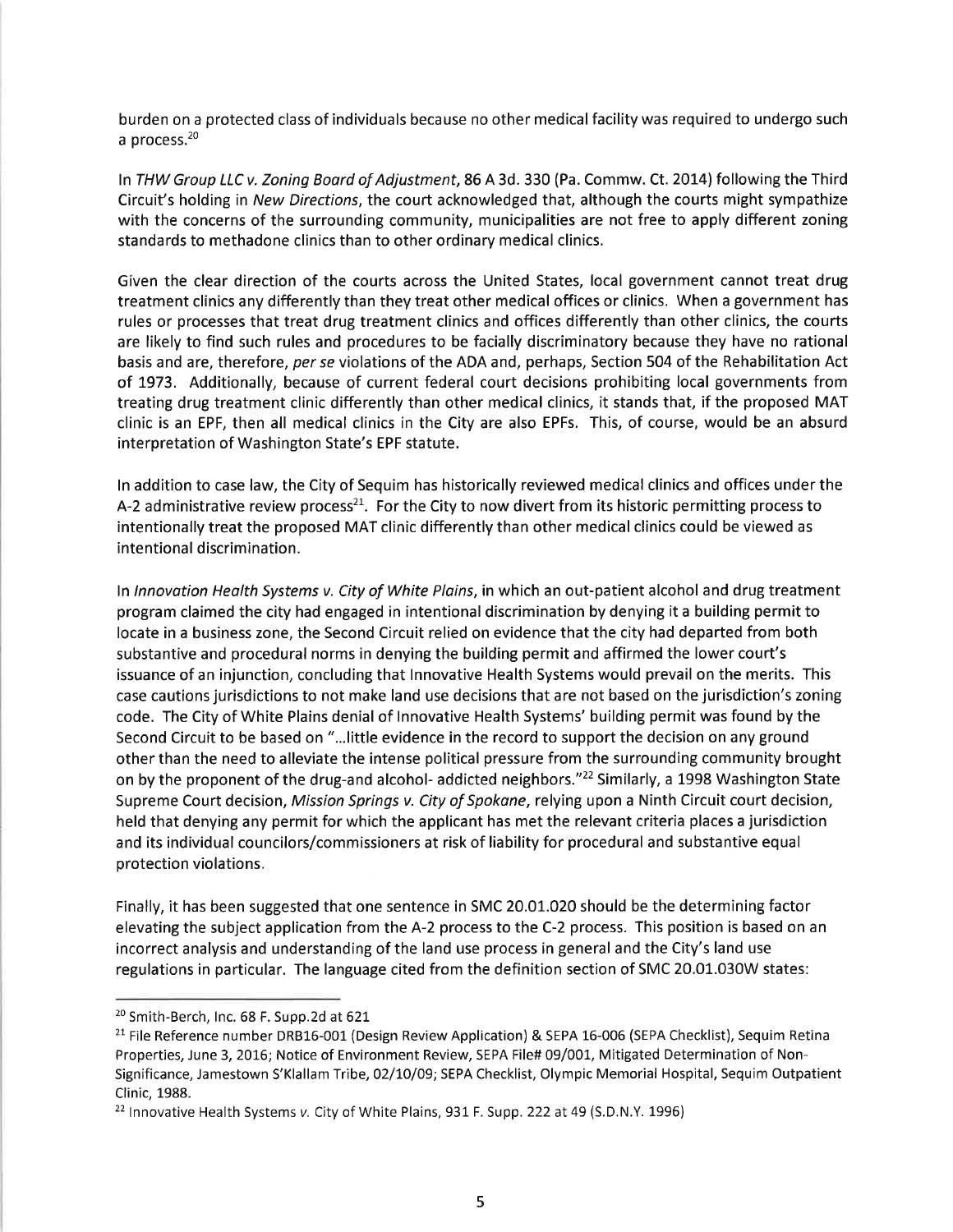burden on a protected class of individuals because no other medical facility was required to undergo such a process.[20]

In *THW Group LLC v. Zoning Board of Adjustment*, 86 A 3d. 330 (Pa. Commw. Ct. 2014) following the Third Circuit's holding in *New Directions*, the court acknowledged that, although the courts might sympathize with the concerns of the surrounding community, municipalities are not free to apply different zoning standards to methadone clinics than to other ordinary medical clinics.

Given the clear direction of the courts across the United States, local government cannot treat drug treatment clinics any differently than they treat other medical offices or clinics. When a government has rules or processes that treat drug treatment clinics and offices differently than other clinics, the courts are likely to find such rules and procedures to be facially discriminatory because they have no rational basis and are, therefore, *per se* violations of the ADA and, perhaps, Section 504 of the Rehabilitation Act of 1973. Additionally, because of current federal court decisions prohibiting local governments from treating drug treatment clinic differently than other medical clinics, it stands that, if the proposed MAT clinic is an EPF, then all medical clinics in the City are also EPFs. This, of course, would be an absurd interpretation of Washington State's EPF statute.

In addition to case law, the City of Sequim has historically reviewed medical clinics and offices under the A-2 administrative review process[21]. For the City to now divert from its historic permitting process to intentionally treat the proposed MAT clinic differently than other medical clinics could be viewed as intentional discrimination.

In *Innovation Health Systems v. City of White Plains*, in which an out-patient alcohol and drug treatment program claimed the city had engaged in intentional discrimination by denying it a building permit to locate in a business zone, the Second Circuit relied on evidence that the city had departed from both substantive and procedural norms in denying the building permit and affirmed the lower court's issuance of an injunction, concluding that Innovative Health Systems would prevail on the merits. This case cautions jurisdictions to not make land use decisions that are not based on the jurisdiction's zoning code. The City of White Plains denial of Innovative Health Systems' building permit was found by the Second Circuit to be based on "...little evidence in the record to support the decision on any ground other than the need to alleviate the intense political pressure from the surrounding community brought on by the proponent of the drug-and alcohol- addicted neighbors."[22] Similarly, a 1998 Washington State Supreme Court decision, *Mission Springs v. City of Spokane*, relying upon a Ninth Circuit court decision, held that denying any permit for which the applicant has met the relevant criteria places a jurisdiction and its individual councilors/commissioners at risk of liability for procedural and substantive equal protection violations.

Finally, it has been suggested that one sentence in SMC 20.01.020 should be the determining factor elevating the subject application from the A-2 process to the C-2 process. This position is based on an incorrect analysis and understanding of the land use process in general and the City's land use regulations in particular. The language cited from the definition section of SMC 20.01.030W states:

---

[20] Smith-Berch, Inc. 68 F. Supp.2d at 621

[21] File Reference number DRB16-001 (Design Review Application) & SEPA 16-006 (SEPA Checklist), Sequim Retina Properties, June 3, 2016; Notice of Environment Review, SEPA File# 09/001, Mitigated Determination of Non-Significance, Jamestown S'Klallam Tribe, 02/10/09; SEPA Checklist, Olympic Memorial Hospital, Sequim Outpatient Clinic, 1988.

[22] Innovative Health Systems *v.* City of White Plains, 931 F. Supp. 222 at 49 (S.D.N.Y. 1996)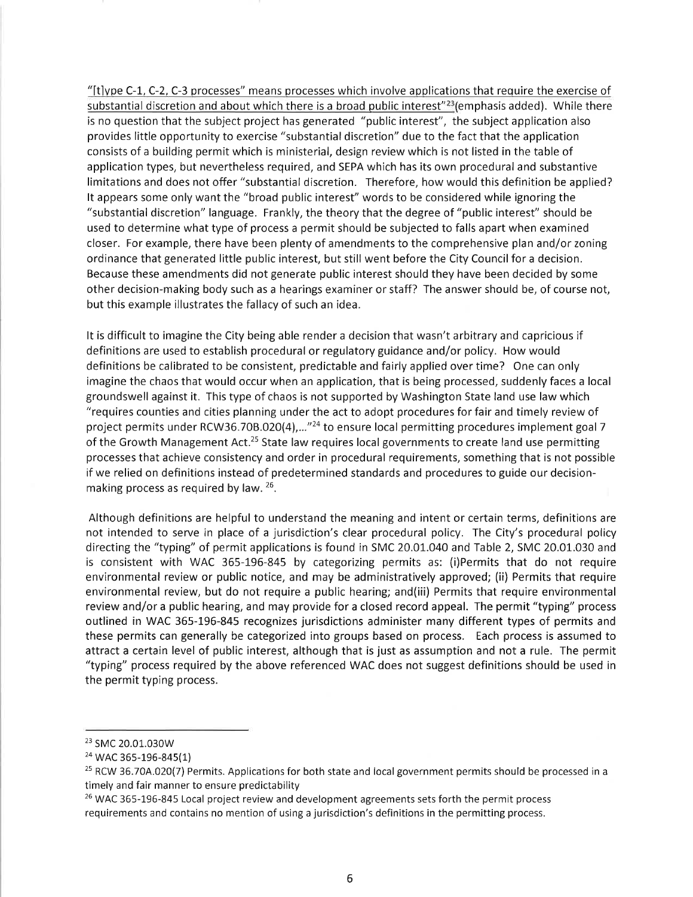"[t]ype C-1, C-2, C-3 processes" means processes which involve applications that require the exercise of substantial discretion and about which there is a broad public interest"[23](emphasis added). While there is no question that the subject project has generated "public interest", the subject application also provides little opportunity to exercise "substantial discretion" due to the fact that the application consists of a building permit which is ministerial, design review which is not listed in the table of application types, but nevertheless required, and SEPA which has its own procedural and substantive limitations and does not offer "substantial discretion. Therefore, how would this definition be applied? It appears some only want the "broad public interest" words to be considered while ignoring the "substantial discretion" language. Frankly, the theory that the degree of "public interest" should be used to determine what type of process a permit should be subjected to falls apart when examined closer. For example, there have been plenty of amendments to the comprehensive plan and/or zoning ordinance that generated little public interest, but still went before the City Council for a decision. Because these amendments did not generate public interest should they have been decided by some other decision-making body such as a hearings examiner or staff? The answer should be, of course not, but this example illustrates the fallacy of such an idea.

It is difficult to imagine the City being able render a decision that wasn't arbitrary and capricious if definitions are used to establish procedural or regulatory guidance and/or policy. How would definitions be calibrated to be consistent, predictable and fairly applied over time? One can only imagine the chaos that would occur when an application, that is being processed, suddenly faces a local groundswell against it. This type of chaos is not supported by Washington State land use law which "requires counties and cities planning under the act to adopt procedures for fair and timely review of project permits under RCW36.70B.020(4),..."[24] to ensure local permitting procedures implement goal 7 of the Growth Management Act.[25] State law requires local governments to create land use permitting processes that achieve consistency and order in procedural requirements, something that is not possible if we relied on definitions instead of predetermined standards and procedures to guide our decision-making process as required by law. [26].

Although definitions are helpful to understand the meaning and intent or certain terms, definitions are not intended to serve in place of a jurisdiction's clear procedural policy. The City's procedural policy directing the "typing" of permit applications is found in SMC 20.01.040 and Table 2, SMC 20.01.030 and is consistent with WAC 365-196-845 by categorizing permits as: (i)Permits that do not require environmental review or public notice, and may be administratively approved; (ii) Permits that require environmental review, but do not require a public hearing; and(iii) Permits that require environmental review and/or a public hearing, and may provide for a closed record appeal. The permit "typing" process outlined in WAC 365-196-845 recognizes jurisdictions administer many different types of permits and these permits can generally be categorized into groups based on process. Each process is assumed to attract a certain level of public interest, although that is just as assumption and not a rule. The permit "typing" process required by the above referenced WAC does not suggest definitions should be used in the permit typing process.

---

[23] SMC 20.01.030W

[24] WAC 365-196-845(1)

[25] RCW 36.70A.020(7) Permits. Applications for both state and local government permits should be processed in a timely and fair manner to ensure predictability

[26] WAC 365-196-845 Local project review and development agreements sets forth the permit process requirements and contains no mention of using a jurisdiction's definitions in the permitting process.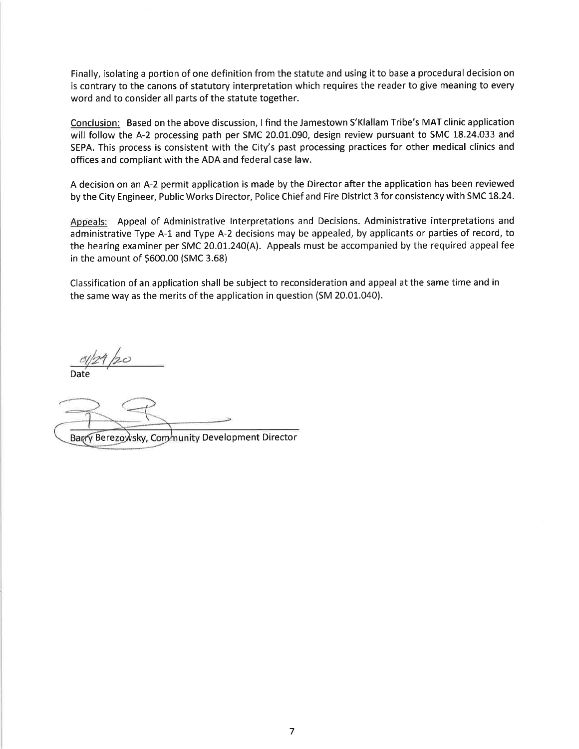Finally, isolating a portion of one definition from the statute and using it to base a procedural decision on is contrary to the canons of statutory interpretation which requires the reader to give meaning to every word and to consider all parts of the statute together.

Conclusion: Based on the above discussion, I find the Jamestown S'Klallam Tribe's MAT clinic application will follow the A-2 processing path per SMC 20.01.090, design review pursuant to SMC 18.24.033 and SEPA. This process is consistent with the City's past processing practices for other medical clinics and offices and compliant with the ADA and federal case law.

A decision on an A-2 permit application is made by the Director after the application has been reviewed by the City Engineer, Public Works Director, Police Chief and Fire District 3 for consistency with SMC 18.24.

Appeals: Appeal of Administrative Interpretations and Decisions. Administrative interpretations and administrative Type A-1 and Type A-2 decisions may be appealed, by applicants or parties of record, to the hearing examiner per SMC 20.01.240(A). Appeals must be accompanied by the required appeal fee in the amount of $600.00 (SMC 3.68)

Classification of an application shall be subject to reconsideration and appeal at the same time and in the same way as the merits of the application in question (SM 20.01.040).

01/24/20
Date

Barry Berezowsky, Community Development Director